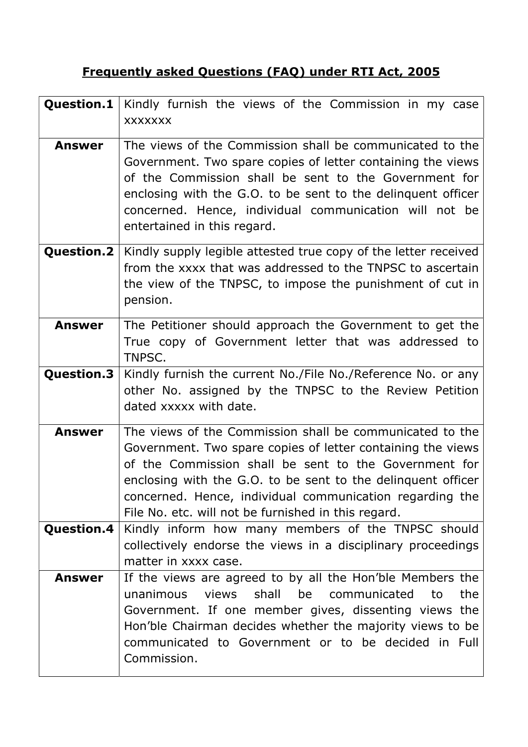# Frequently asked Questions (FAQ) under RTI Act, 2005

| | |
|---|---|
| **Question.1** | Kindly furnish the views of the Commission in my case xxxxxxx |
| **Answer** | The views of the Commission shall be communicated to the Government. Two spare copies of letter containing the views of the Commission shall be sent to the Government for enclosing with the G.O. to be sent to the delinquent officer concerned. Hence, individual communication will not be entertained in this regard. |
| **Question.2** | Kindly supply legible attested true copy of the letter received from the xxxx that was addressed to the TNPSC to ascertain the view of the TNPSC, to impose the punishment of cut in pension. |
| **Answer** | The Petitioner should approach the Government to get the True copy of Government letter that was addressed to TNPSC. |
| **Question.3** | Kindly furnish the current No./File No./Reference No. or any other No. assigned by the TNPSC to the Review Petition dated xxxxx with date. |
| **Answer** | The views of the Commission shall be communicated to the Government. Two spare copies of letter containing the views of the Commission shall be sent to the Government for enclosing with the G.O. to be sent to the delinquent officer concerned. Hence, individual communication regarding the File No. etc. will not be furnished in this regard. |
| **Question.4** | Kindly inform how many members of the TNPSC should collectively endorse the views in a disciplinary proceedings matter in xxxx case. |
| **Answer** | If the views are agreed to by all the Hon'ble Members the unanimous views shall be communicated to the Government. If one member gives, dissenting views the Hon'ble Chairman decides whether the majority views to be communicated to Government or to be decided in Full Commission. |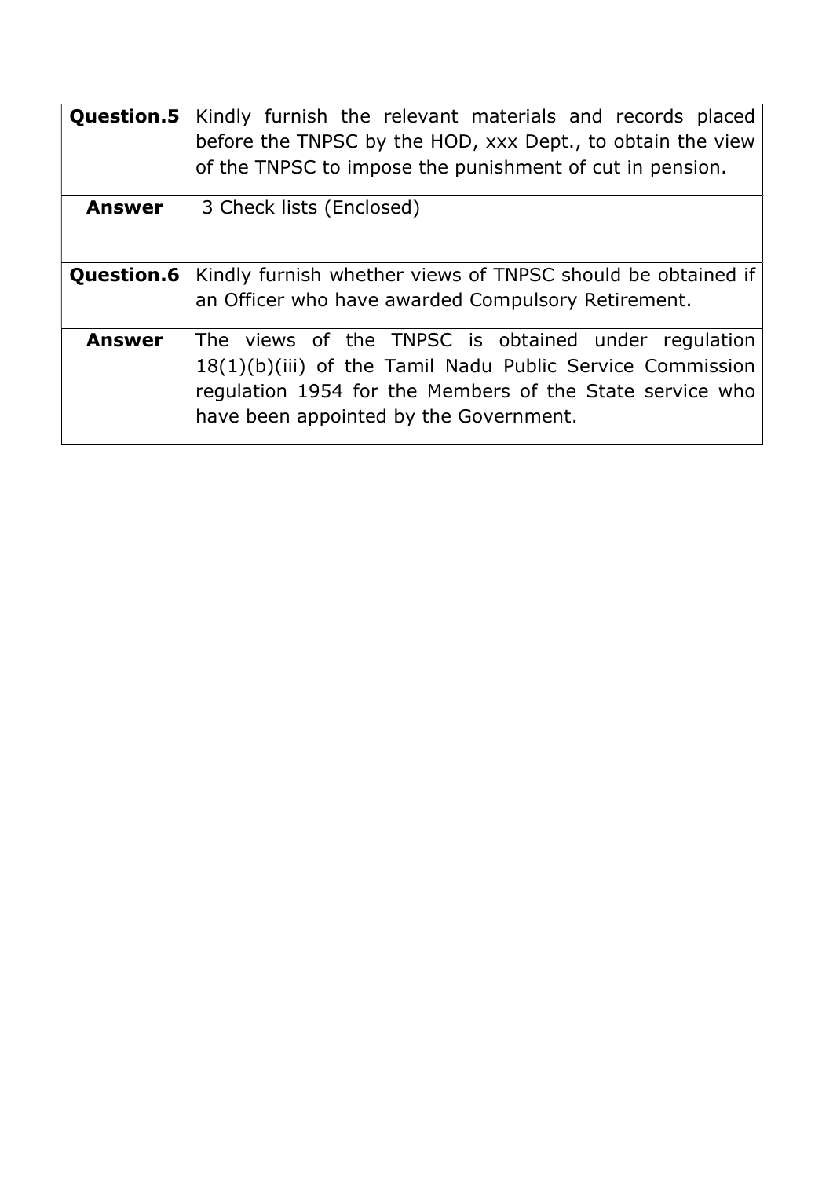| | |
|---|---|
| **Question.5** | Kindly furnish the relevant materials and records placed before the TNPSC by the HOD, xxx Dept., to obtain the view of the TNPSC to impose the punishment of cut in pension. |
| **Answer** | 3 Check lists (Enclosed) |
| **Question.6** | Kindly furnish whether views of TNPSC should be obtained if an Officer who have awarded Compulsory Retirement. |
| **Answer** | The views of the TNPSC is obtained under regulation 18(1)(b)(iii) of the Tamil Nadu Public Service Commission regulation 1954 for the Members of the State service who have been appointed by the Government. |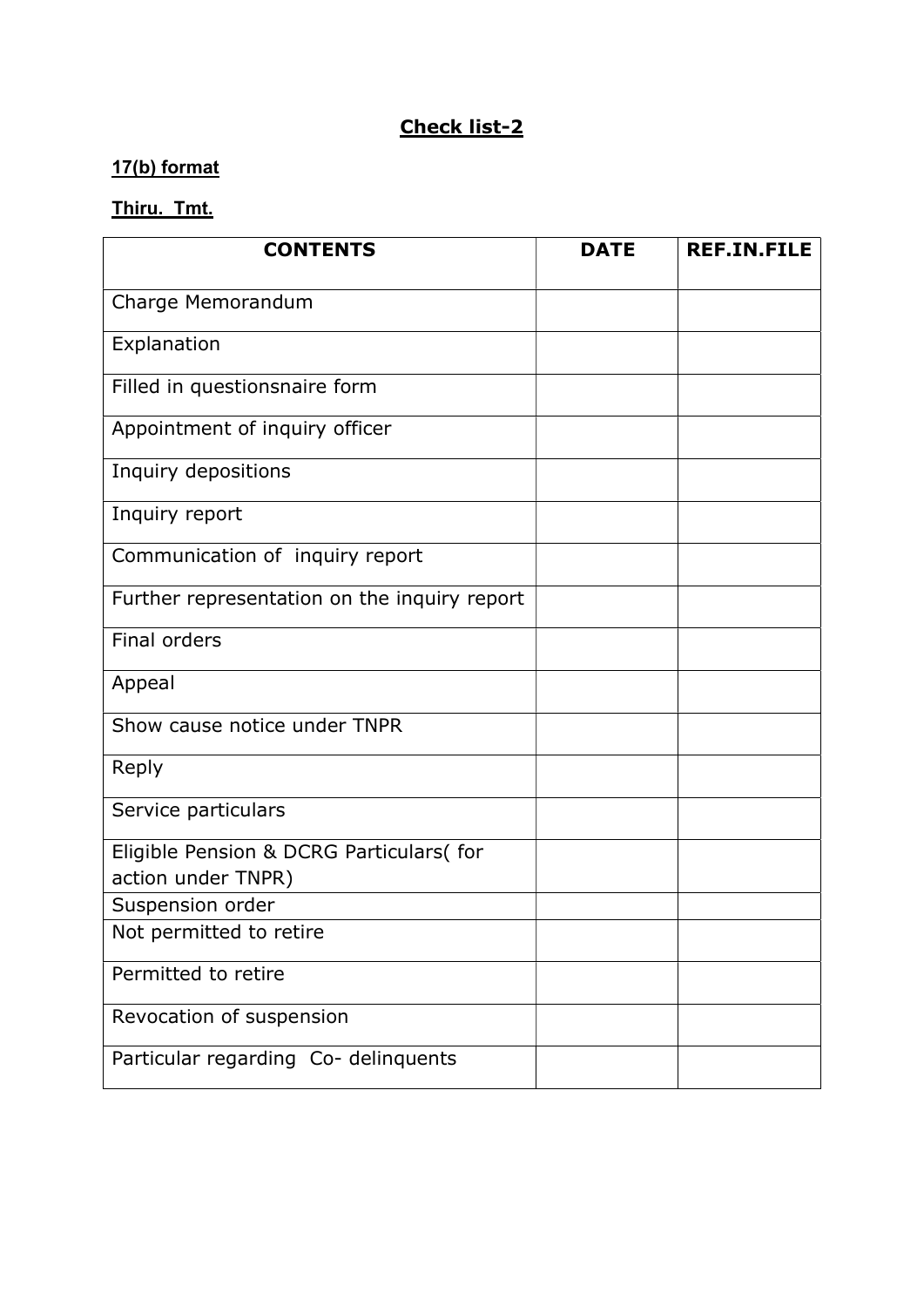## Check list-2

**17(b) format**

**Thiru. Tmt.**

| CONTENTS | DATE | REF.IN.FILE |
|---|---|---|
| Charge Memorandum | | |
| Explanation | | |
| Filled in questionsnaire form | | |
| Appointment of inquiry officer | | |
| Inquiry depositions | | |
| Inquiry report | | |
| Communication of inquiry report | | |
| Further representation on the inquiry report | | |
| Final orders | | |
| Appeal | | |
| Show cause notice under TNPR | | |
| Reply | | |
| Service particulars | | |
| Eligible Pension & DCRG Particulars( for action under TNPR) | | |
| Suspension order | | |
| Not permitted to retire | | |
| Permitted to retire | | |
| Revocation of suspension | | |
| Particular regarding Co- delinquents | | |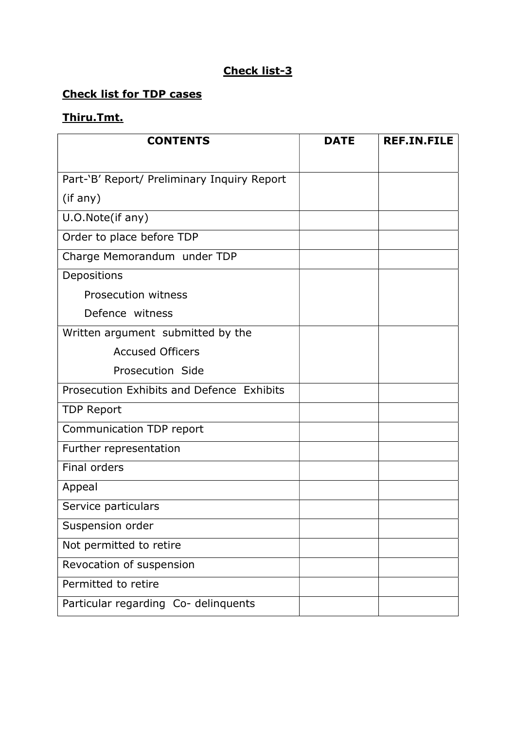## Check list-3

### Check list for TDP cases

**Thiru.Tmt.**

| CONTENTS | DATE | REF.IN.FILE |
| --- | --- | --- |
| Part-'B' Report/ Preliminary Inquiry Report (if any) | | |
| U.O.Note(if any) | | |
| Order to place before TDP | | |
| Charge Memorandum under TDP | | |
| Depositions<br>Prosecution witness<br>Defence witness | | |
| Written argument submitted by the<br>Accused Officers<br>Prosecution Side | | |
| Prosecution Exhibits and Defence Exhibits | | |
| TDP Report | | |
| Communication TDP report | | |
| Further representation | | |
| Final orders | | |
| Appeal | | |
| Service particulars | | |
| Suspension order | | |
| Not permitted to retire | | |
| Revocation of suspension | | |
| Permitted to retire | | |
| Particular regarding Co- delinquents | | |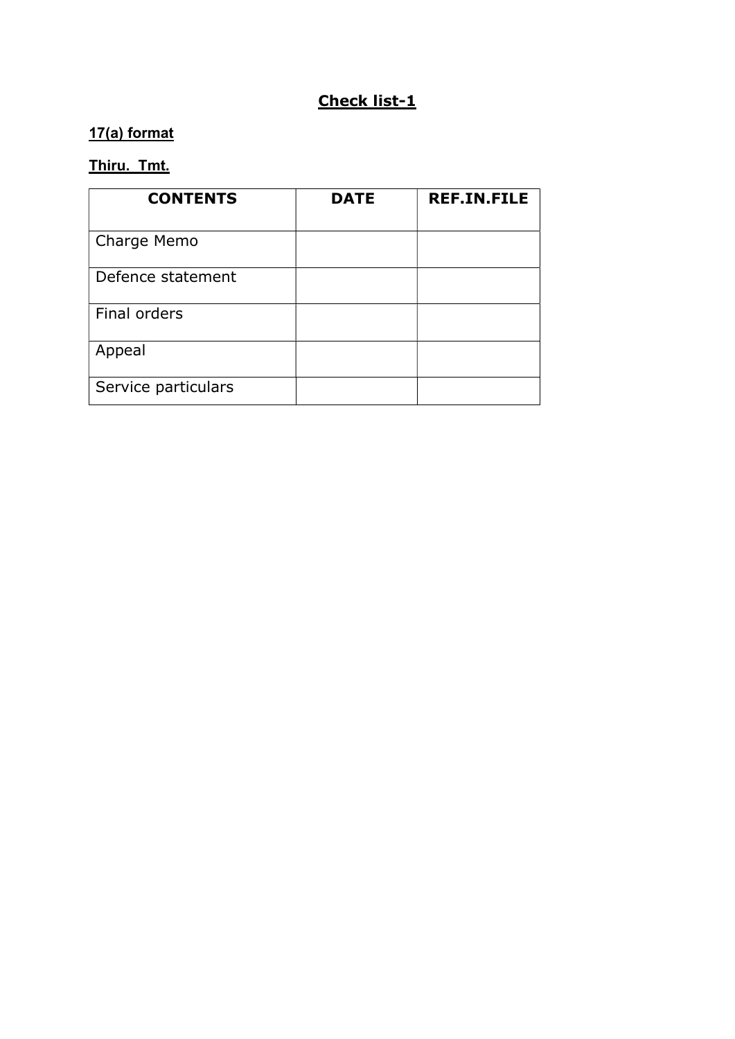## Check list-1

**17(a) format**

**Thiru. Tmt.**

| CONTENTS | DATE | REF.IN.FILE |
|---|---|---|
| Charge Memo | | |
| Defence statement | | |
| Final orders | | |
| Appeal | | |
| Service particulars | | |